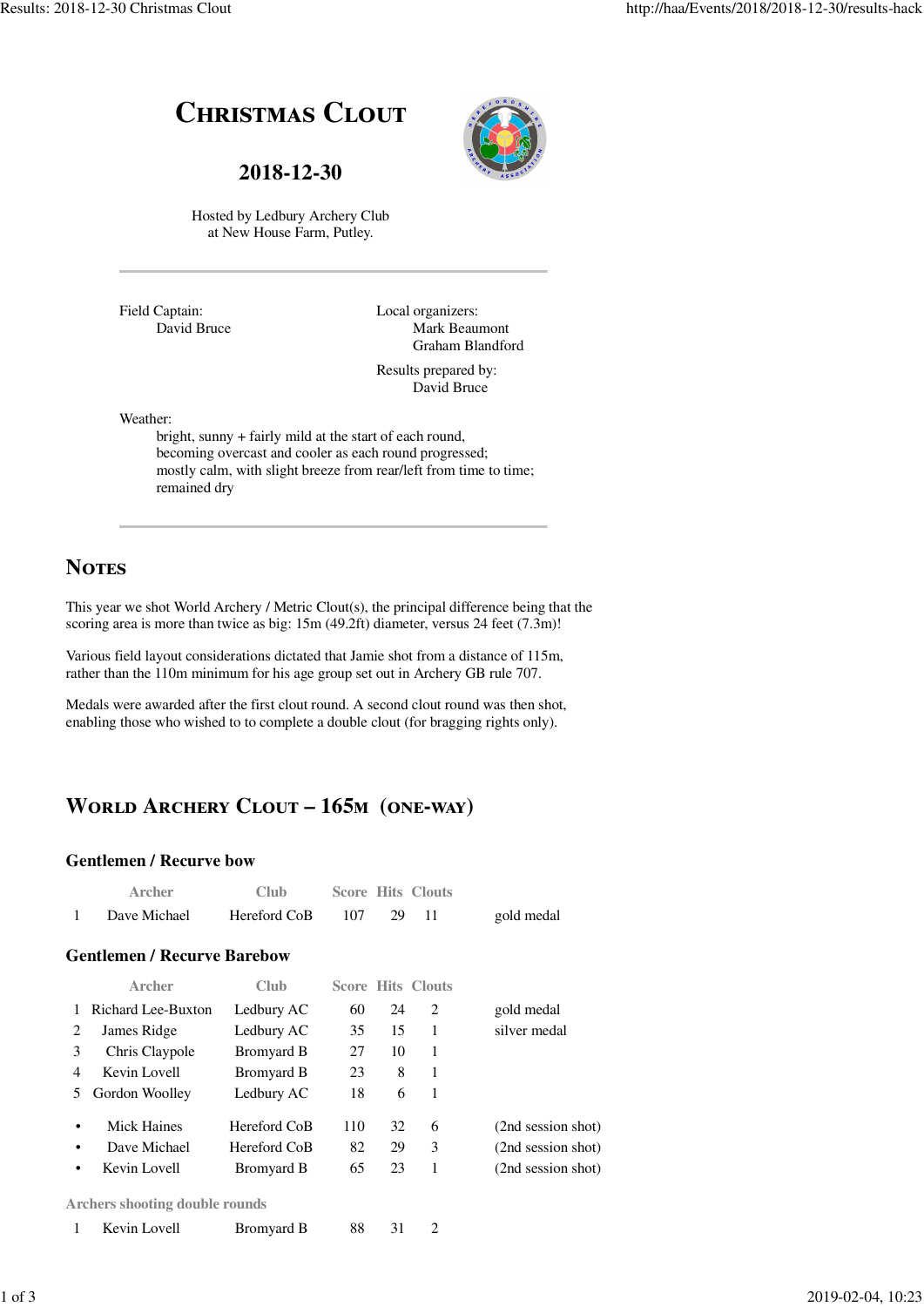# Christmas Clout

## 2018-12-30

Hosted by Ledbury Archery Club
at New House Farm, Putley.

---

Field Captain:
David Bruce

Local organizers:
Mark Beaumont
Graham Blandford

Results prepared by:
David Bruce

Weather:
bright, sunny + fairly mild at the start of each round,
becoming overcast and cooler as each round progressed;
mostly calm, with slight breeze from rear/left from time to time;
remained dry

---

## Notes

This year we shot World Archery / Metric Clout(s), the principal difference being that the scoring area is more than twice as big: 15m (49.2ft) diameter, versus 24 feet (7.3m)!

Various field layout considerations dictated that Jamie shot from a distance of 115m, rather than the 110m minimum for his age group set out in Archery GB rule 707.

Medals were awarded after the first clout round. A second clout round was then shot, enabling those who wished to to complete a double clout (for bragging rights only).

## World Archery Clout – 165m (one-way)

### Gentlemen / Recurve bow

| | Archer | Club | Score | Hits | Clouts | |
|---|---|---|---|---|---|---|
| 1 | Dave Michael | Hereford CoB | 107 | 29 | 11 | gold medal |

### Gentlemen / Recurve Barebow

| | Archer | Club | Score | Hits | Clouts | |
|---|---|---|---|---|---|---|
| 1 | Richard Lee-Buxton | Ledbury AC | 60 | 24 | 2 | gold medal |
| 2 | James Ridge | Ledbury AC | 35 | 15 | 1 | silver medal |
| 3 | Chris Claypole | Bromyard B | 27 | 10 | 1 | |
| 4 | Kevin Lovell | Bromyard B | 23 | 8 | 1 | |
| 5 | Gordon Woolley | Ledbury AC | 18 | 6 | 1 | |
| • | Mick Haines | Hereford CoB | 110 | 32 | 6 | (2nd session shot) |
| • | Dave Michael | Hereford CoB | 82 | 29 | 3 | (2nd session shot) |
| • | Kevin Lovell | Bromyard B | 65 | 23 | 1 | (2nd session shot) |

**Archers shooting double rounds**

| | Archer | Club | Score | Hits | Clouts |
|---|---|---|---|---|---|
| 1 | Kevin Lovell | Bromyard B | 88 | 31 | 2 |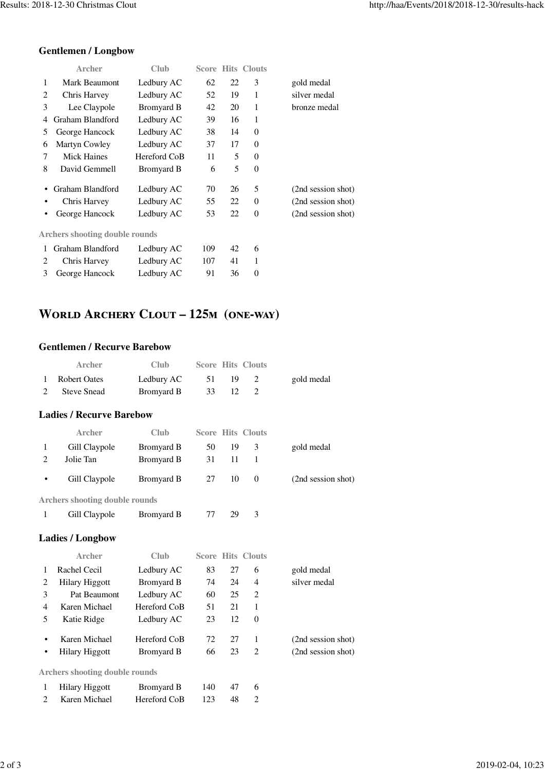### Gentlemen / Longbow

| | Archer | Club | Score | Hits | Clouts | |
|---|---|---|---|---|---|---|
| 1 | Mark Beaumont | Ledbury AC | 62 | 22 | 3 | gold medal |
| 2 | Chris Harvey | Ledbury AC | 52 | 19 | 1 | silver medal |
| 3 | Lee Claypole | Bromyard B | 42 | 20 | 1 | bronze medal |
| 4 | Graham Blandford | Ledbury AC | 39 | 16 | 1 | |
| 5 | George Hancock | Ledbury AC | 38 | 14 | 0 | |
| 6 | Martyn Cowley | Ledbury AC | 37 | 17 | 0 | |
| 7 | Mick Haines | Hereford CoB | 11 | 5 | 0 | |
| 8 | David Gemmell | Bromyard B | 6 | 5 | 0 | |
| • | Graham Blandford | Ledbury AC | 70 | 26 | 5 | (2nd session shot) |
| • | Chris Harvey | Ledbury AC | 55 | 22 | 0 | (2nd session shot) |
| • | George Hancock | Ledbury AC | 53 | 22 | 0 | (2nd session shot) |

**Archers shooting double rounds**

| | Archer | Club | Score | Hits | Clouts |
|---|---|---|---|---|---|
| 1 | Graham Blandford | Ledbury AC | 109 | 42 | 6 |
| 2 | Chris Harvey | Ledbury AC | 107 | 41 | 1 |
| 3 | George Hancock | Ledbury AC | 91 | 36 | 0 |

## World Archery Clout – 125m (one-way)

### Gentlemen / Recurve Barebow

| | Archer | Club | Score | Hits | Clouts | |
|---|---|---|---|---|---|---|
| 1 | Robert Oates | Ledbury AC | 51 | 19 | 2 | gold medal |
| 2 | Steve Snead | Bromyard B | 33 | 12 | 2 | |

### Ladies / Recurve Barebow

| | Archer | Club | Score | Hits | Clouts | |
|---|---|---|---|---|---|---|
| 1 | Gill Claypole | Bromyard B | 50 | 19 | 3 | gold medal |
| 2 | Jolie Tan | Bromyard B | 31 | 11 | 1 | |
| • | Gill Claypole | Bromyard B | 27 | 10 | 0 | (2nd session shot) |

**Archers shooting double rounds**

| | Archer | Club | Score | Hits | Clouts |
|---|---|---|---|---|---|
| 1 | Gill Claypole | Bromyard B | 77 | 29 | 3 |

### Ladies / Longbow

| | Archer | Club | Score | Hits | Clouts | |
|---|---|---|---|---|---|---|
| 1 | Rachel Cecil | Ledbury AC | 83 | 27 | 6 | gold medal |
| 2 | Hilary Higgott | Bromyard B | 74 | 24 | 4 | silver medal |
| 3 | Pat Beaumont | Ledbury AC | 60 | 25 | 2 | |
| 4 | Karen Michael | Hereford CoB | 51 | 21 | 1 | |
| 5 | Katie Ridge | Ledbury AC | 23 | 12 | 0 | |
| • | Karen Michael | Hereford CoB | 72 | 27 | 1 | (2nd session shot) |
| • | Hilary Higgott | Bromyard B | 66 | 23 | 2 | (2nd session shot) |

**Archers shooting double rounds**

| | Archer | Club | Score | Hits | Clouts |
|---|---|---|---|---|---|
| 1 | Hilary Higgott | Bromyard B | 140 | 47 | 6 |
| 2 | Karen Michael | Hereford CoB | 123 | 48 | 2 |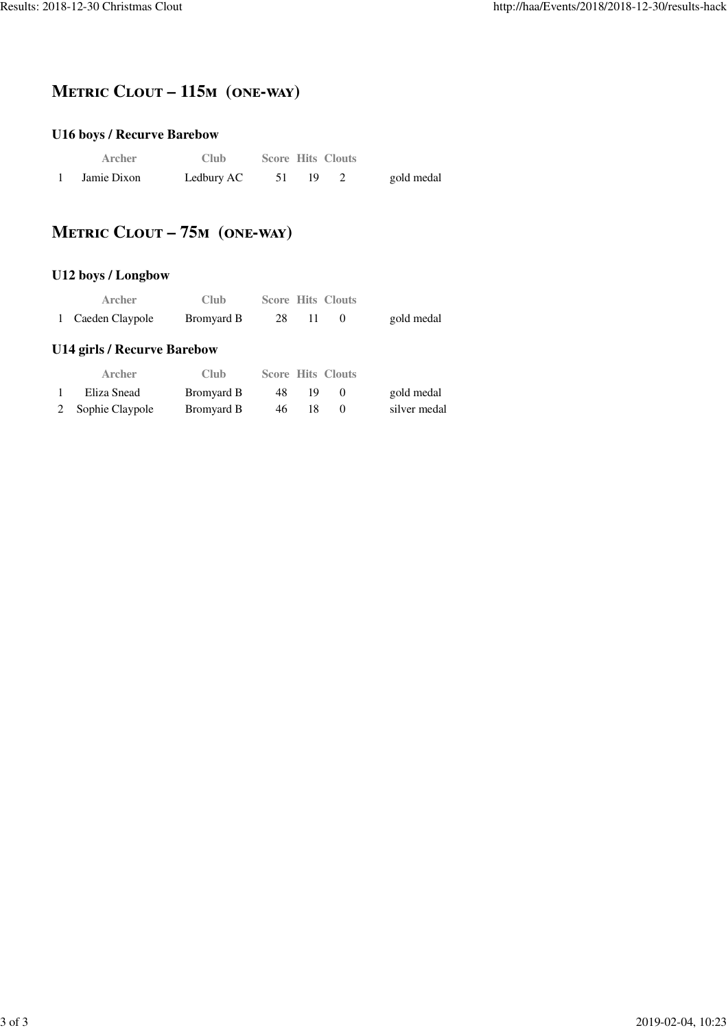# Metric Clout – 115m (one-way)

### U16 boys / Recurve Barebow

| | Archer | Club | Score | Hits | Clouts | |
|---|---|---|---|---|---|---|
| 1 | Jamie Dixon | Ledbury AC | 51 | 19 | 2 | gold medal |

# Metric Clout – 75m (one-way)

### U12 boys / Longbow

| | Archer | Club | Score | Hits | Clouts | |
|---|---|---|---|---|---|---|
| 1 | Caeden Claypole | Bromyard B | 28 | 11 | 0 | gold medal |

### U14 girls / Recurve Barebow

| | Archer | Club | Score | Hits | Clouts | |
|---|---|---|---|---|---|---|
| 1 | Eliza Snead | Bromyard B | 48 | 19 | 0 | gold medal |
| 2 | Sophie Claypole | Bromyard B | 46 | 18 | 0 | silver medal |